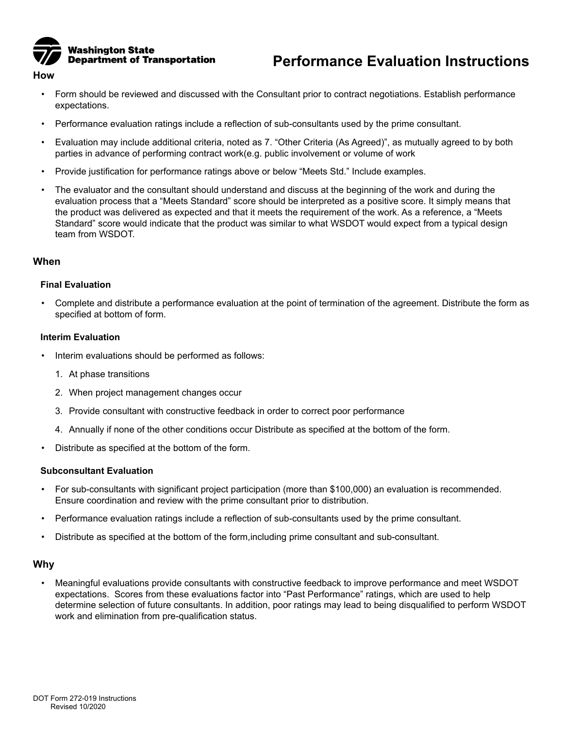Washington State Department of Transportation

# Performance Evaluation Instructions

## How

- Form should be reviewed and discussed with the Consultant prior to contract negotiations. Establish performance expectations.
- Performance evaluation ratings include a reflection of sub-consultants used by the prime consultant.
- Evaluation may include additional criteria, noted as 7. “Other Criteria (As Agreed)”, as mutually agreed to by both parties in advance of performing contract work(e.g. public involvement or volume of work
- Provide justification for performance ratings above or below “Meets Std.” Include examples.
- The evaluator and the consultant should understand and discuss at the beginning of the work and during the evaluation process that a “Meets Standard” score should be interpreted as a positive score. It simply means that the product was delivered as expected and that it meets the requirement of the work. As a reference, a “Meets Standard” score would indicate that the product was similar to what WSDOT would expect from a typical design team from WSDOT.

## When

### Final Evaluation

- Complete and distribute a performance evaluation at the point of termination of the agreement. Distribute the form as specified at bottom of form.

### Interim Evaluation

- Interim evaluations should be performed as follows:
  1. At phase transitions
  2. When project management changes occur
  3. Provide consultant with constructive feedback in order to correct poor performance
  4. Annually if none of the other conditions occur Distribute as specified at the bottom of the form.
- Distribute as specified at the bottom of the form.

### Subconsultant Evaluation

- For sub-consultants with significant project participation (more than $100,000) an evaluation is recommended. Ensure coordination and review with the prime consultant prior to distribution.
- Performance evaluation ratings include a reflection of sub-consultants used by the prime consultant.
- Distribute as specified at the bottom of the form,including prime consultant and sub-consultant.

## Why

- Meaningful evaluations provide consultants with constructive feedback to improve performance and meet WSDOT expectations. Scores from these evaluations factor into “Past Performance” ratings, which are used to help determine selection of future consultants. In addition, poor ratings may lead to being disqualified to perform WSDOT work and elimination from pre-qualification status.

DOT Form 272-019 Instructions
Revised 10/2020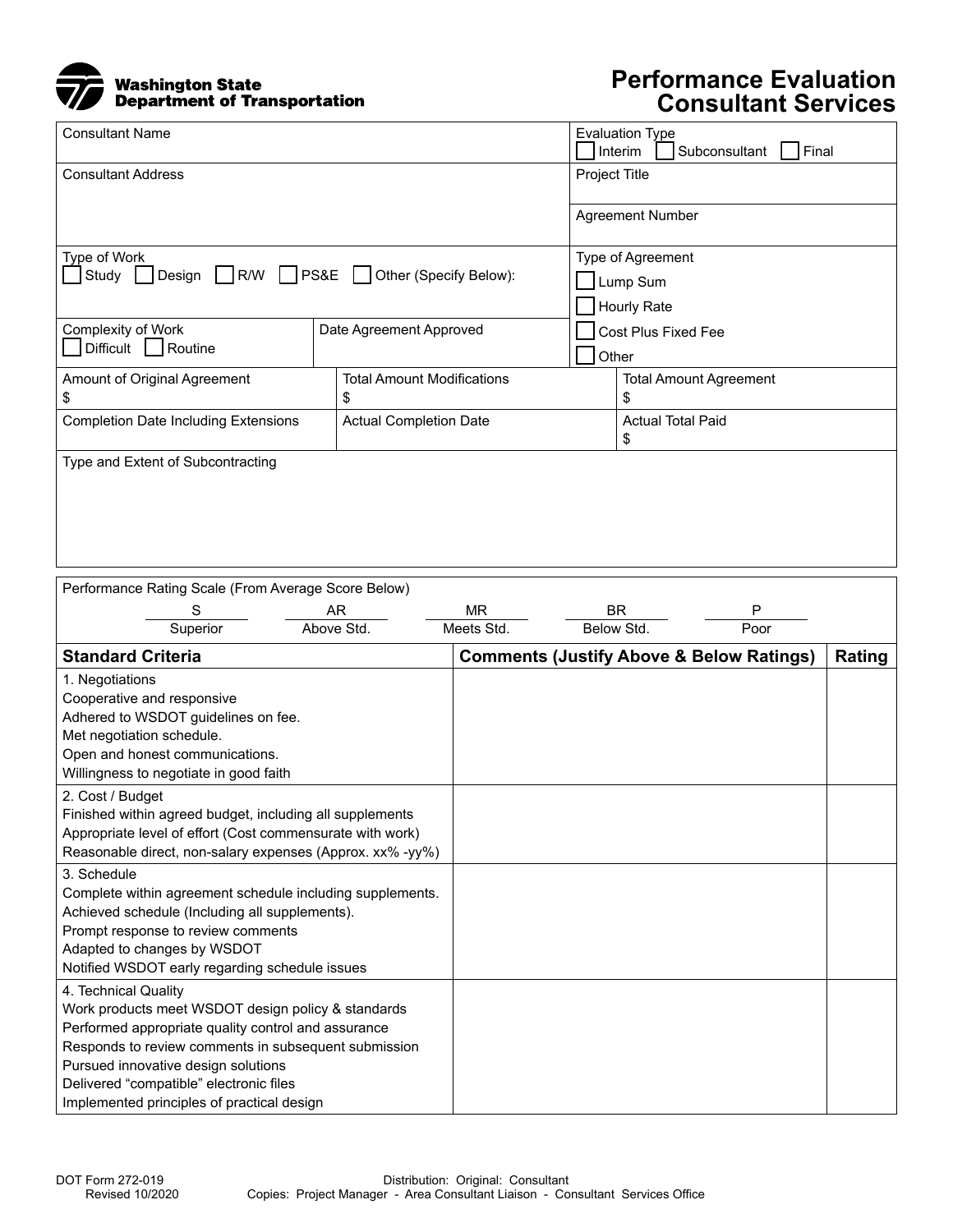Washington State Department of Transportation

# Performance Evaluation Consultant Services

| Consultant Name | Evaluation Type ☐ Interim ☐ Subconsultant ☐ Final |
|---|---|
| Consultant Address | Project Title |
| | Agreement Number |
| Type of Work ☐ Study ☐ Design ☐ R/W ☐ PS&E ☐ Other (Specify Below): | Type of Agreement ☐ Lump Sum ☐ Hourly Rate ☐ Cost Plus Fixed Fee ☐ Other |
| Complexity of Work ☐ Difficult ☐ Routine / Date Agreement Approved | |

| Amount of Original Agreement | Total Amount Modifications | Total Amount Agreement |
|---|---|---|
| $ | $ | $ |
| Completion Date Including Extensions | Actual Completion Date | Actual Total Paid $ |

Type and Extent of Subcontracting

Performance Rating Scale (From Average Score Below)

| S | AR | MR | BR | P |
|---|---|---|---|---|
| Superior | Above Std. | Meets Std. | Below Std. | Poor |

| Standard Criteria | Comments (Justify Above & Below Ratings) | Rating |
|---|---|---|
| 1. Negotiations<br>Cooperative and responsive<br>Adhered to WSDOT guidelines on fee.<br>Met negotiation schedule.<br>Open and honest communications.<br>Willingness to negotiate in good faith | | |
| 2. Cost / Budget<br>Finished within agreed budget, including all supplements<br>Appropriate level of effort (Cost commensurate with work)<br>Reasonable direct, non-salary expenses (Approx. xx% -yy%) | | |
| 3. Schedule<br>Complete within agreement schedule including supplements.<br>Achieved schedule (Including all supplements).<br>Prompt response to review comments<br>Adapted to changes by WSDOT<br>Notified WSDOT early regarding schedule issues | | |
| 4. Technical Quality<br>Work products meet WSDOT design policy & standards<br>Performed appropriate quality control and assurance<br>Responds to review comments in subsequent submission<br>Pursued innovative design solutions<br>Delivered "compatible" electronic files<br>Implemented principles of practical design | | |

DOT Form 272-019
Revised 10/2020

Distribution: Original: Consultant
Copies: Project Manager - Area Consultant Liaison - Consultant Services Office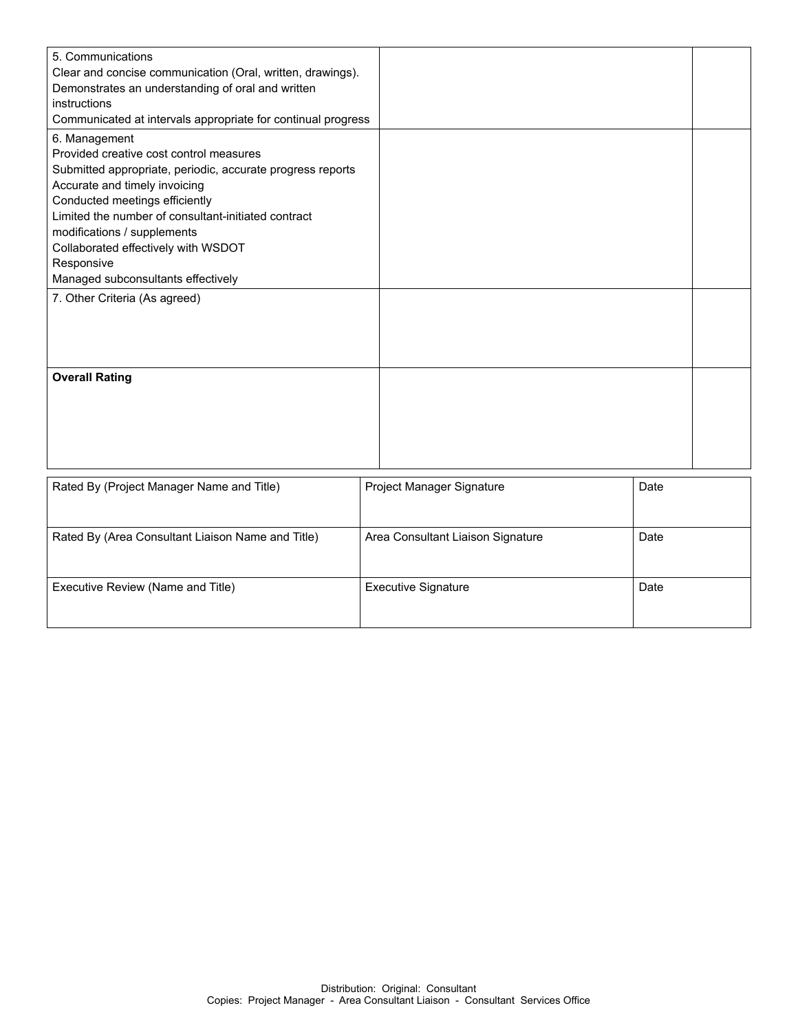| | | |
|---|---|---|
| 5. Communications<br>Clear and concise communication (Oral, written, drawings).<br>Demonstrates an understanding of oral and written instructions<br>Communicated at intervals appropriate for continual progress | | |
| 6. Management<br>Provided creative cost control measures<br>Submitted appropriate, periodic, accurate progress reports<br>Accurate and timely invoicing<br>Conducted meetings efficiently<br>Limited the number of consultant-initiated contract modifications / supplements<br>Collaborated effectively with WSDOT<br>Responsive<br>Managed subconsultants effectively | | |
| 7. Other Criteria (As agreed) | | |
| **Overall Rating** | | |

| | | |
|---|---|---|
| Rated By (Project Manager Name and Title) | Project Manager Signature | Date |
| Rated By (Area Consultant Liaison Name and Title) | Area Consultant Liaison Signature | Date |
| Executive Review (Name and Title) | Executive Signature | Date |

Distribution: Original: Consultant
Copies: Project Manager - Area Consultant Liaison - Consultant Services Office